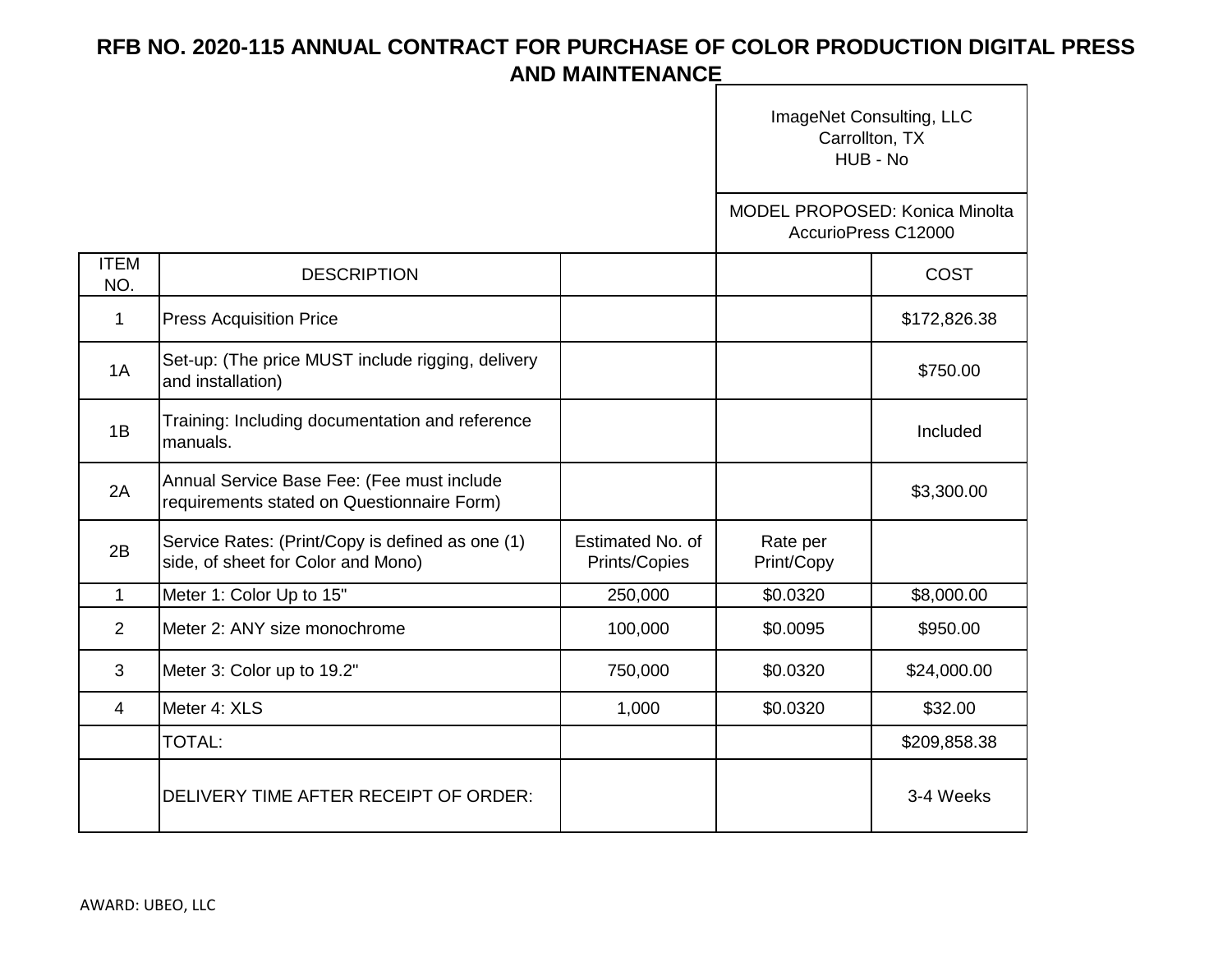# RFB NO. 2020-115 ANNUAL CONTRACT FOR PURCHASE OF COLOR PRODUCTION DIGITAL PRESS AND MAINTENANCE

| | | | ImageNet Consulting, LLC<br>Carrollton, TX<br>HUB - No | |
|---|---|---|---|---|
| | | | MODEL PROPOSED: Konica Minolta AccurioPress C12000 | |
| ITEM NO. | DESCRIPTION | | | COST |
| 1 | Press Acquisition Price | | | $172,826.38 |
| 1A | Set-up: (The price MUST include rigging, delivery and installation) | | | $750.00 |
| 1B | Training: Including documentation and reference manuals. | | | Included |
| 2A | Annual Service Base Fee: (Fee must include requirements stated on Questionnaire Form) | | | $3,300.00 |
| 2B | Service Rates: (Print/Copy is defined as one (1) side, of sheet for Color and Mono) | Estimated No. of Prints/Copies | Rate per Print/Copy | |
| 1 | Meter 1: Color Up to 15" | 250,000 | $0.0320 | $8,000.00 |
| 2 | Meter 2: ANY size monochrome | 100,000 | $0.0095 | $950.00 |
| 3 | Meter 3: Color up to 19.2" | 750,000 | $0.0320 | $24,000.00 |
| 4 | Meter 4: XLS | 1,000 | $0.0320 | $32.00 |
| | TOTAL: | | | $209,858.38 |
| | DELIVERY TIME AFTER RECEIPT OF ORDER: | | | 3-4 Weeks |

AWARD: UBEO, LLC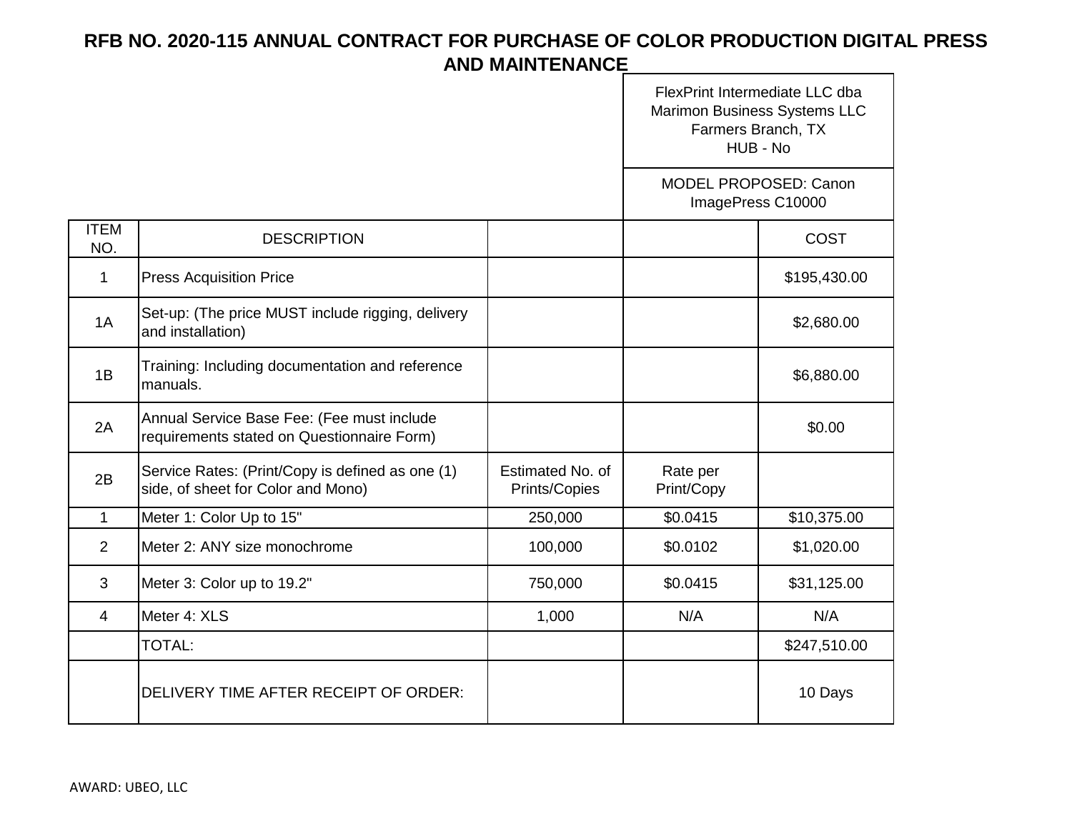# RFB NO. 2020-115 ANNUAL CONTRACT FOR PURCHASE OF COLOR PRODUCTION DIGITAL PRESS AND MAINTENANCE

| | | | FlexPrint Intermediate LLC dba Marimon Business Systems LLC Farmers Branch, TX HUB - No | |
|---|---|---|---|---|
| | | | MODEL PROPOSED: Canon ImagePress C10000 | |
| ITEM NO. | DESCRIPTION | | | COST |
| 1 | Press Acquisition Price | | | $195,430.00 |
| 1A | Set-up: (The price MUST include rigging, delivery and installation) | | | $2,680.00 |
| 1B | Training: Including documentation and reference manuals. | | | $6,880.00 |
| 2A | Annual Service Base Fee: (Fee must include requirements stated on Questionnaire Form) | | | $0.00 |
| 2B | Service Rates: (Print/Copy is defined as one (1) side, of sheet for Color and Mono) | Estimated No. of Prints/Copies | Rate per Print/Copy | |
| 1 | Meter 1: Color Up to 15" | 250,000 | $0.0415 | $10,375.00 |
| 2 | Meter 2: ANY size monochrome | 100,000 | $0.0102 | $1,020.00 |
| 3 | Meter 3: Color up to 19.2" | 750,000 | $0.0415 | $31,125.00 |
| 4 | Meter 4: XLS | 1,000 | N/A | N/A |
| | TOTAL: | | | $247,510.00 |
| | DELIVERY TIME AFTER RECEIPT OF ORDER: | | | 10 Days |

AWARD: UBEO, LLC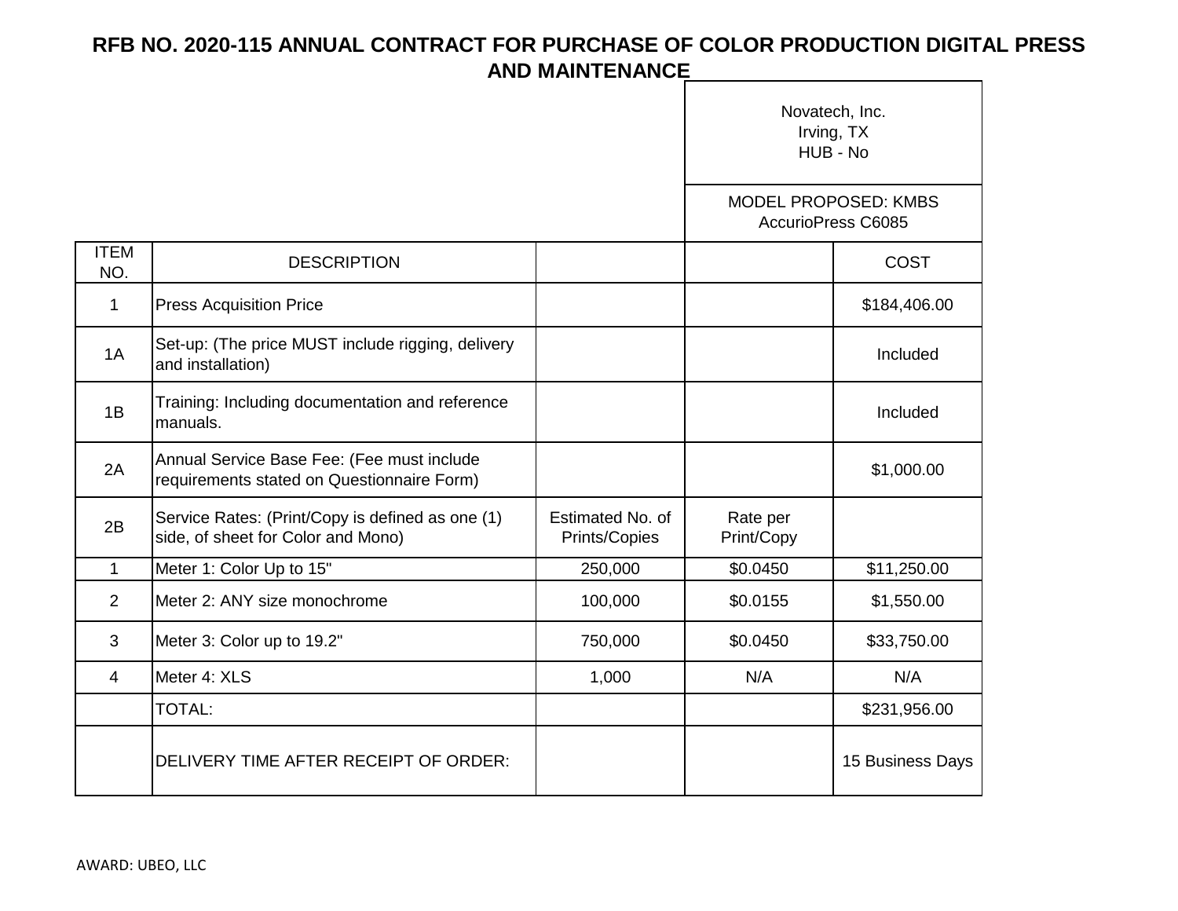# RFB NO. 2020-115 ANNUAL CONTRACT FOR PURCHASE OF COLOR PRODUCTION DIGITAL PRESS AND MAINTENANCE

| ITEM NO. | DESCRIPTION | | | Novatech, Inc.<br>Irving, TX<br>HUB - No<br><br>MODEL PROPOSED: KMBS AccurioPress C6085<br><br>COST |
|---|---|---|---|---|
| 1 | Press Acquisition Price | | | $184,406.00 |
| 1A | Set-up: (The price MUST include rigging, delivery and installation) | | | Included |
| 1B | Training: Including documentation and reference manuals. | | | Included |
| 2A | Annual Service Base Fee: (Fee must include requirements stated on Questionnaire Form) | | | $1,000.00 |
| 2B | Service Rates: (Print/Copy is defined as one (1) side, of sheet for Color and Mono) | Estimated No. of Prints/Copies | Rate per Print/Copy | |
| 1 | Meter 1: Color Up to 15" | 250,000 | $0.0450 | $11,250.00 |
| 2 | Meter 2: ANY size monochrome | 100,000 | $0.0155 | $1,550.00 |
| 3 | Meter 3: Color up to 19.2" | 750,000 | $0.0450 | $33,750.00 |
| 4 | Meter 4: XLS | 1,000 | N/A | N/A |
| | TOTAL: | | | $231,956.00 |
| | DELIVERY TIME AFTER RECEIPT OF ORDER: | | | 15 Business Days |

AWARD: UBEO, LLC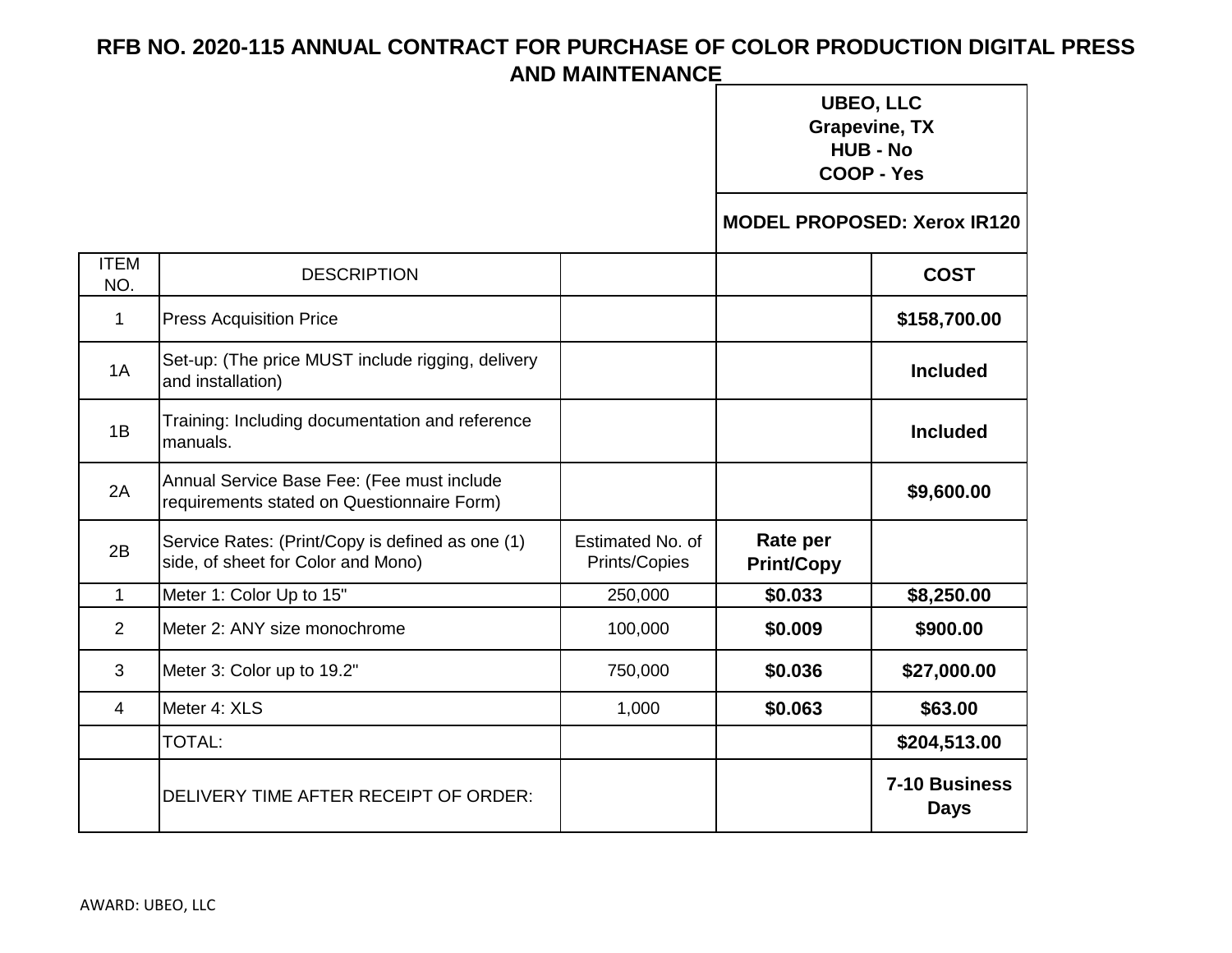# RFB NO. 2020-115 ANNUAL CONTRACT FOR PURCHASE OF COLOR PRODUCTION DIGITAL PRESS AND MAINTENANCE

| | | | UBEO, LLC<br>Grapevine, TX<br>HUB - No<br>COOP - Yes | |
|---|---|---|---|---|
| | | | **MODEL PROPOSED: Xerox IR120** | |
| ITEM NO. | DESCRIPTION | | | **COST** |
| 1 | Press Acquisition Price | | | **$158,700.00** |
| 1A | Set-up: (The price MUST include rigging, delivery and installation) | | | **Included** |
| 1B | Training: Including documentation and reference manuals. | | | **Included** |
| 2A | Annual Service Base Fee: (Fee must include requirements stated on Questionnaire Form) | | | **$9,600.00** |
| 2B | Service Rates: (Print/Copy is defined as one (1) side, of sheet for Color and Mono) | Estimated No. of Prints/Copies | **Rate per Print/Copy** | |
| 1 | Meter 1: Color Up to 15" | 250,000 | **$0.033** | **$8,250.00** |
| 2 | Meter 2: ANY size monochrome | 100,000 | **$0.009** | **$900.00** |
| 3 | Meter 3: Color up to 19.2" | 750,000 | **$0.036** | **$27,000.00** |
| 4 | Meter 4: XLS | 1,000 | **$0.063** | **$63.00** |
| | TOTAL: | | | **$204,513.00** |
| | DELIVERY TIME AFTER RECEIPT OF ORDER: | | | **7-10 Business Days** |

AWARD: UBEO, LLC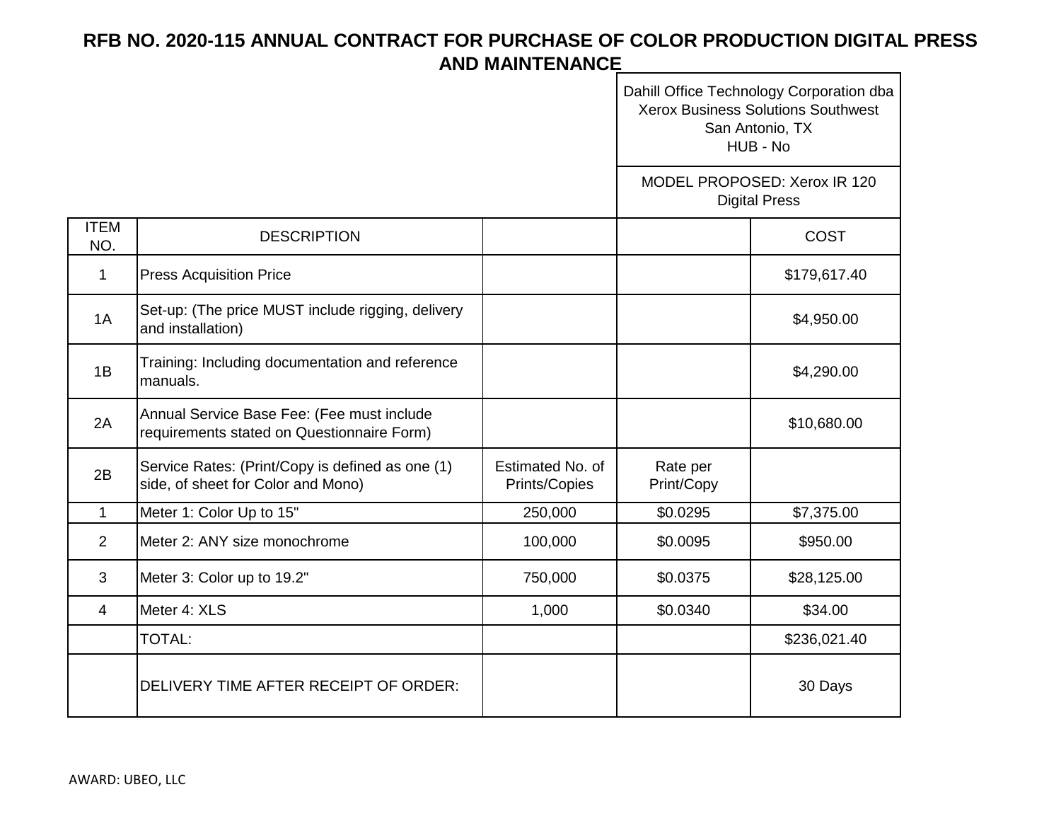# RFB NO. 2020-115 ANNUAL CONTRACT FOR PURCHASE OF COLOR PRODUCTION DIGITAL PRESS AND MAINTENANCE

| | | | | |
|---|---|---|---|---|
| | | | Dahill Office Technology Corporation dba Xerox Business Solutions Southwest San Antonio, TX HUB - No | |
| | | | MODEL PROPOSED: Xerox IR 120 Digital Press | |
| ITEM NO. | DESCRIPTION | | | COST |
| 1 | Press Acquisition Price | | | $179,617.40 |
| 1A | Set-up: (The price MUST include rigging, delivery and installation) | | | $4,950.00 |
| 1B | Training: Including documentation and reference manuals. | | | $4,290.00 |
| 2A | Annual Service Base Fee: (Fee must include requirements stated on Questionnaire Form) | | | $10,680.00 |
| 2B | Service Rates: (Print/Copy is defined as one (1) side, of sheet for Color and Mono) | Estimated No. of Prints/Copies | Rate per Print/Copy | |
| 1 | Meter 1: Color Up to 15" | 250,000 | $0.0295 | $7,375.00 |
| 2 | Meter 2: ANY size monochrome | 100,000 | $0.0095 | $950.00 |
| 3 | Meter 3: Color up to 19.2" | 750,000 | $0.0375 | $28,125.00 |
| 4 | Meter 4: XLS | 1,000 | $0.0340 | $34.00 |
| | TOTAL: | | | $236,021.40 |
| | DELIVERY TIME AFTER RECEIPT OF ORDER: | | | 30 Days |

AWARD: UBEO, LLC